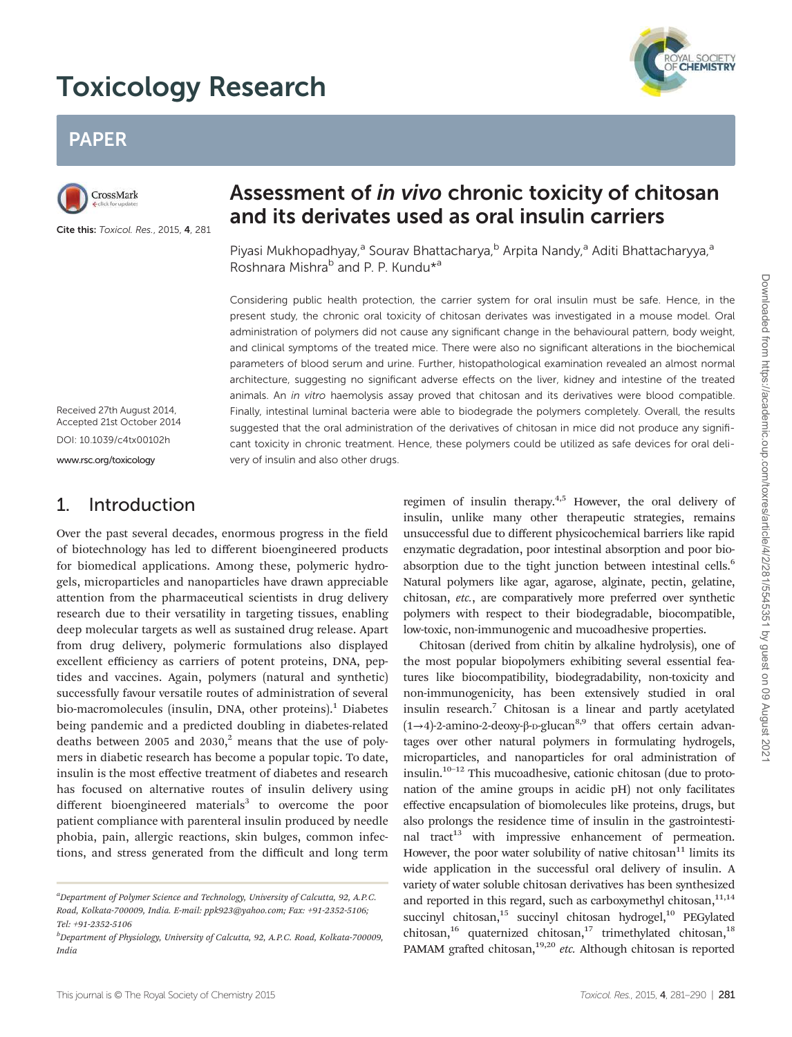# Assessment of *in vivo* chronic toxicity of chitosan and its derivates used as oral insulin carriers

Piyasi Mukhopadhyay,[a] Sourav Bhattacharya,[b] Arpita Nandy,[a] Aditi Bhattacharyya,[a] Roshnara Mishra[b] and P. P. Kundu*[a]

Cite this: *Toxicol. Res.*, 2015, **4**, 281

Received 27th August 2014, Accepted 21st October 2014

DOI: 10.1039/c4tx00102h

www.rsc.org/toxicology

Considering public health protection, the carrier system for oral insulin must be safe. Hence, in the present study, the chronic oral toxicity of chitosan derivates was investigated in a mouse model. Oral administration of polymers did not cause any significant change in the behavioural pattern, body weight, and clinical symptoms of the treated mice. There were also no significant alterations in the biochemical parameters of blood serum and urine. Further, histopathological examination revealed an almost normal architecture, suggesting no significant adverse effects on the liver, kidney and intestine of the treated animals. An *in vitro* haemolysis assay proved that chitosan and its derivatives were blood compatible. Finally, intestinal luminal bacteria were able to biodegrade the polymers completely. Overall, the results suggested that the oral administration of the derivatives of chitosan in mice did not produce any significant toxicity in chronic treatment. Hence, these polymers could be utilized as safe devices for oral delivery of insulin and also other drugs.

## 1. Introduction

Over the past several decades, enormous progress in the field of biotechnology has led to different bioengineered products for biomedical applications. Among these, polymeric hydrogels, microparticles and nanoparticles have drawn appreciable attention from the pharmaceutical scientists in drug delivery research due to their versatility in targeting tissues, enabling deep molecular targets as well as sustained drug release. Apart from drug delivery, polymeric formulations also displayed excellent efficiency as carriers of potent proteins, DNA, peptides and vaccines. Again, polymers (natural and synthetic) successfully favour versatile routes of administration of several bio-macromolecules (insulin, DNA, other proteins).[1] Diabetes being pandemic and a predicted doubling in diabetes-related deaths between 2005 and 2030,[2] means that the use of polymers in diabetic research has become a popular topic. To date, insulin is the most effective treatment of diabetes and research has focused on alternative routes of insulin delivery using different bioengineered materials[3] to overcome the poor patient compliance with parenteral insulin produced by needle phobia, pain, allergic reactions, skin bulges, common infections, and stress generated from the difficult and long term regimen of insulin therapy.[4,5] However, the oral delivery of insulin, unlike many other therapeutic strategies, remains unsuccessful due to different physicochemical barriers like rapid enzymatic degradation, poor intestinal absorption and poor bioabsorption due to the tight junction between intestinal cells.[6] Natural polymers like agar, agarose, alginate, pectin, gelatine, chitosan, *etc.*, are comparatively more preferred over synthetic polymers with respect to their biodegradable, biocompatible, low-toxic, non-immunogenic and mucoadhesive properties.

Chitosan (derived from chitin by alkaline hydrolysis), one of the most popular biopolymers exhibiting several essential features like biocompatibility, biodegradability, non-toxicity and non-immunogenicity, has been extensively studied in oral insulin research.[7] Chitosan is a linear and partly acetylated (1→4)-2-amino-2-deoxy-β-D-glucan[8,9] that offers certain advantages over other natural polymers in formulating hydrogels, microparticles, and nanoparticles for oral administration of insulin.[10–12] This mucoadhesive, cationic chitosan (due to protonation of the amine groups in acidic pH) not only facilitates effective encapsulation of biomolecules like proteins, drugs, but also prolongs the residence time of insulin in the gastrointestinal tract[13] with impressive enhancement of permeation. However, the poor water solubility of native chitosan[11] limits its wide application in the successful oral delivery of insulin. A variety of water soluble chitosan derivatives has been synthesized and reported in this regard, such as carboxymethyl chitosan,[11,14] succinyl chitosan,[15] succinyl chitosan hydrogel,[10] PEGylated chitosan,[16] quaternized chitosan,[17] trimethylated chitosan,[18] PAMAM grafted chitosan,[19,20] *etc.* Although chitosan is reported

[a] Department of Polymer Science and Technology, University of Calcutta, 92, A.P.C. Road, Kolkata-700009, India. E-mail: ppk923@yahoo.com; Fax: +91-2352-5106; Tel: +91-2352-5106

[b] Department of Physiology, University of Calcutta, 92, A.P.C. Road, Kolkata-700009, India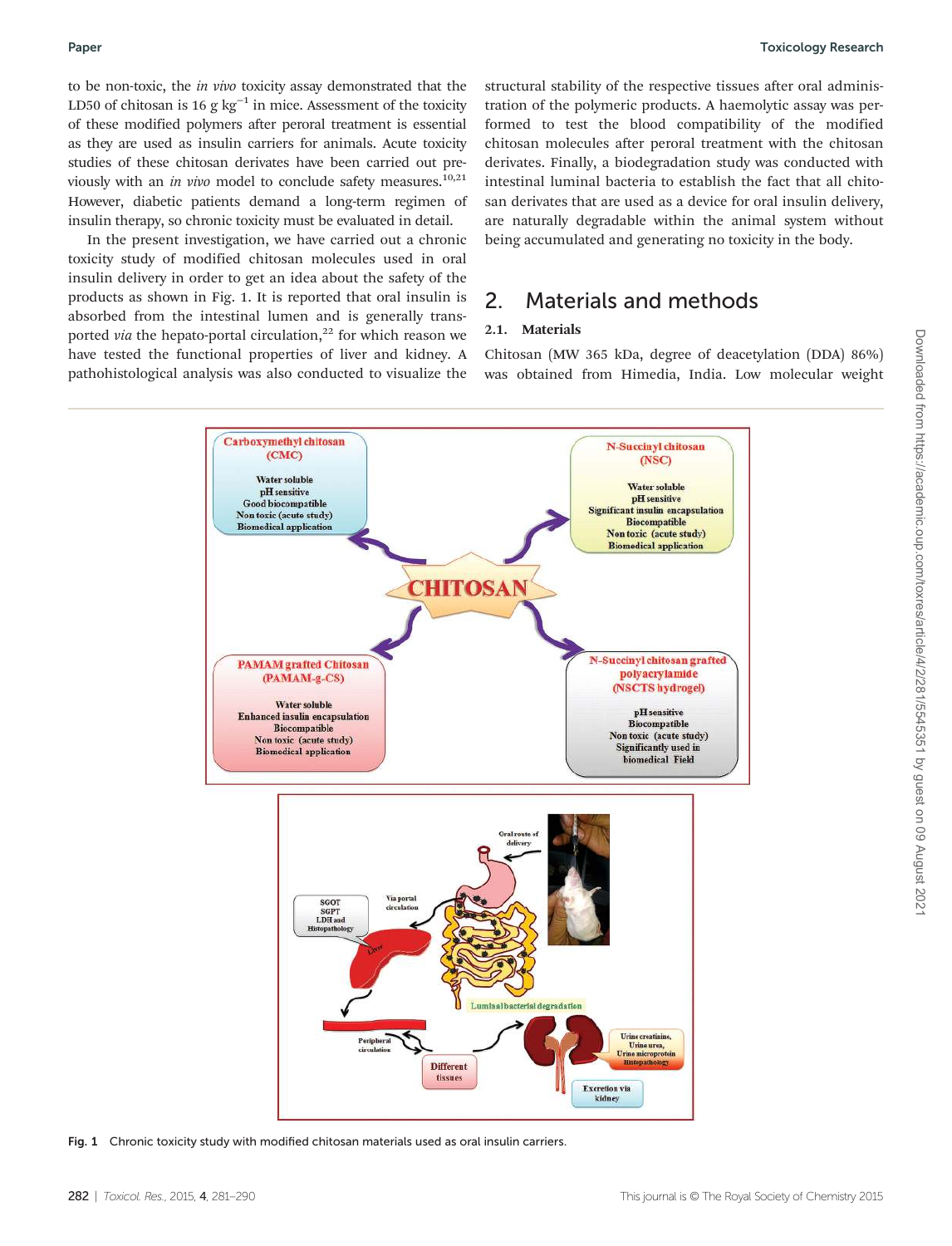to be non-toxic, the *in vivo* toxicity assay demonstrated that the LD50 of chitosan is 16 g $kg^{-1}$ in mice. Assessment of the toxicity of these modified polymers after peroral treatment is essential as they are used as insulin carriers for animals. Acute toxicity studies of these chitosan derivates have been carried out previously with an *in vivo* model to conclude safety measures.[10,21] However, diabetic patients demand a long-term regimen of insulin therapy, so chronic toxicity must be evaluated in detail.

In the present investigation, we have carried out a chronic toxicity study of modified chitosan molecules used in oral insulin delivery in order to get an idea about the safety of the products as shown in Fig. 1. It is reported that oral insulin is absorbed from the intestinal lumen and is generally transported *via* the hepato-portal circulation,[22] for which reason we have tested the functional properties of liver and kidney. A pathohistological analysis was also conducted to visualize the structural stability of the respective tissues after oral administration of the polymeric products. A haemolytic assay was performed to test the blood compatibility of the modified chitosan molecules after peroral treatment with the chitosan derivates. Finally, a biodegradation study was conducted with intestinal luminal bacteria to establish the fact that all chitosan derivates that are used as a device for oral insulin delivery, are naturally degradable within the animal system without being accumulated and generating no toxicity in the body.

## 2. Materials and methods

### 2.1. Materials

Chitosan (MW 365 kDa, degree of deacetylation (DDA) 86%) was obtained from Himedia, India. Low molecular weight

Fig. 1 Chronic toxicity study with modified chitosan materials used as oral insulin carriers.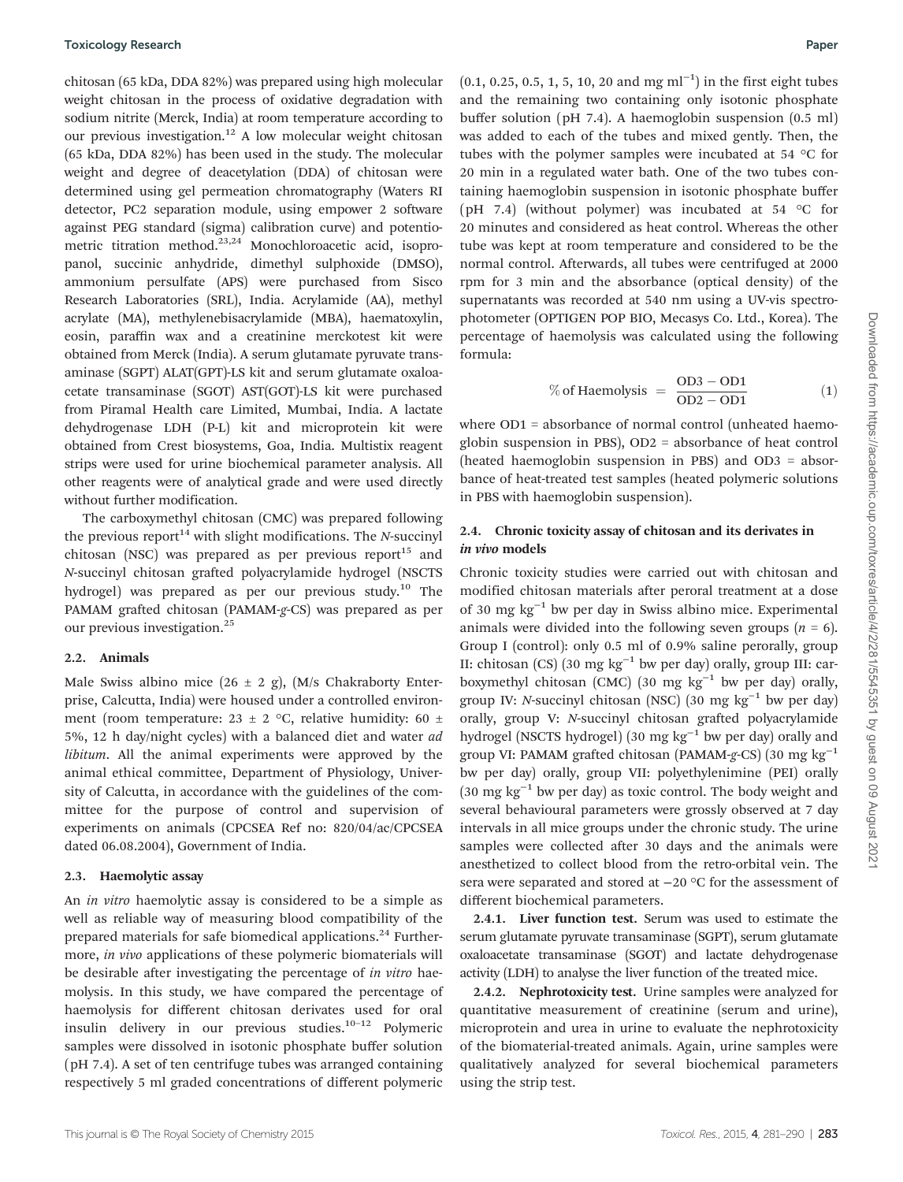chitosan (65 kDa, DDA 82%) was prepared using high molecular weight chitosan in the process of oxidative degradation with sodium nitrite (Merck, India) at room temperature according to our previous investigation.[12] A low molecular weight chitosan (65 kDa, DDA 82%) has been used in the study. The molecular weight and degree of deacetylation (DDA) of chitosan were determined using gel permeation chromatography (Waters RI detector, PC2 separation module, using empower 2 software against PEG standard (sigma) calibration curve) and potentiometric titration method.[23,24] Monochloroacetic acid, isopropanol, succinic anhydride, dimethyl sulphoxide (DMSO), ammonium persulfate (APS) were purchased from Sisco Research Laboratories (SRL), India. Acrylamide (AA), methyl acrylate (MA), methylenebisacrylamide (MBA), haematoxylin, eosin, paraffin wax and a creatinine merckotest kit were obtained from Merck (India). A serum glutamate pyruvate transaminase (SGPT) ALAT(GPT)-LS kit and serum glutamate oxaloacetate transaminase (SGOT) AST(GOT)-LS kit were purchased from Piramal Health care Limited, Mumbai, India. A lactate dehydrogenase LDH (P-L) kit and microprotein kit were obtained from Crest biosystems, Goa, India. Multistix reagent strips were used for urine biochemical parameter analysis. All other reagents were of analytical grade and were used directly without further modification.

The carboxymethyl chitosan (CMC) was prepared following the previous report[14] with slight modifications. The *N*-succinyl chitosan (NSC) was prepared as per previous report[15] and *N*-succinyl chitosan grafted polyacrylamide hydrogel (NSCTS hydrogel) was prepared as per our previous study.[10] The PAMAM grafted chitosan (PAMAM-*g*-CS) was prepared as per our previous investigation.[25]

### 2.2. Animals

Male Swiss albino mice (26 ± 2 g), (M/s Chakraborty Enterprise, Calcutta, India) were housed under a controlled environment (room temperature: 23 ± 2 °C, relative humidity: 60 ± 5%, 12 h day/night cycles) with a balanced diet and water *ad libitum*. All the animal experiments were approved by the animal ethical committee, Department of Physiology, University of Calcutta, in accordance with the guidelines of the committee for the purpose of control and supervision of experiments on animals (CPCSEA Ref no: 820/04/ac/CPCSEA dated 06.08.2004), Government of India.

### 2.3. Haemolytic assay

An *in vitro* haemolytic assay is considered to be a simple as well as reliable way of measuring blood compatibility of the prepared materials for safe biomedical applications.[24] Furthermore, *in vivo* applications of these polymeric biomaterials will be desirable after investigating the percentage of *in vitro* haemolysis. In this study, we have compared the percentage of haemolysis for different chitosan derivates used for oral insulin delivery in our previous studies.[10–12] Polymeric samples were dissolved in isotonic phosphate buffer solution (pH 7.4). A set of ten centrifuge tubes was arranged containing respectively 5 ml graded concentrations of different polymeric (0.1, 0.25, 0.5, 1, 5, 10, 20 and mg ml$^{-1}$) in the first eight tubes and the remaining two containing only isotonic phosphate buffer solution (pH 7.4). A haemoglobin suspension (0.5 ml) was added to each of the tubes and mixed gently. Then, the tubes with the polymer samples were incubated at 54 °C for 20 min in a regulated water bath. One of the two tubes containing haemoglobin suspension in isotonic phosphate buffer (pH 7.4) (without polymer) was incubated at 54 °C for 20 minutes and considered as heat control. Whereas the other tube was kept at room temperature and considered to be the normal control. Afterwards, all tubes were centrifuged at 2000 rpm for 3 min and the absorbance (optical density) of the supernatants was recorded at 540 nm using a UV-vis spectrophotometer (OPTIGEN POP BIO, Mecasys Co. Ltd., Korea). The percentage of haemolysis was calculated using the following formula:

$$\%\text{ of Haemolysis} = \frac{\text{OD3} - \text{OD1}}{\text{OD2} - \text{OD1}} \tag{1}$$

where OD1 = absorbance of normal control (unheated haemoglobin suspension in PBS), OD2 = absorbance of heat control (heated haemoglobin suspension in PBS) and OD3 = absorbance of heat-treated test samples (heated polymeric solutions in PBS with haemoglobin suspension).

### 2.4. Chronic toxicity assay of chitosan and its derivates in *in vivo* models

Chronic toxicity studies were carried out with chitosan and modified chitosan materials after peroral treatment at a dose of 30 mg kg$^{-1}$ bw per day in Swiss albino mice. Experimental animals were divided into the following seven groups ($n$ = 6). Group I (control): only 0.5 ml of 0.9% saline perorally, group II: chitosan (CS) (30 mg kg$^{-1}$ bw per day) orally, group III: carboxymethyl chitosan (CMC) (30 mg kg$^{-1}$ bw per day) orally, group IV: *N*-succinyl chitosan (NSC) (30 mg kg$^{-1}$ bw per day) orally, group V: *N*-succinyl chitosan grafted polyacrylamide hydrogel (NSCTS hydrogel) (30 mg kg$^{-1}$ bw per day) orally and group VI: PAMAM grafted chitosan (PAMAM-*g*-CS) (30 mg kg$^{-1}$ bw per day) orally, group VII: polyethylenimine (PEI) orally (30 mg kg$^{-1}$ bw per day) as toxic control. The body weight and several behavioural parameters were grossly observed at 7 day intervals in all mice groups under the chronic study. The urine samples were collected after 30 days and the animals were anesthetized to collect blood from the retro-orbital vein. The sera were separated and stored at −20 °C for the assessment of different biochemical parameters.

**2.4.1. Liver function test.** Serum was used to estimate the serum glutamate pyruvate transaminase (SGPT), serum glutamate oxaloacetate transaminase (SGOT) and lactate dehydrogenase activity (LDH) to analyse the liver function of the treated mice.

**2.4.2. Nephrotoxicity test.** Urine samples were analyzed for quantitative measurement of creatinine (serum and urine), microprotein and urea in urine to evaluate the nephrotoxicity of the biomaterial-treated animals. Again, urine samples were qualitatively analyzed for several biochemical parameters using the strip test.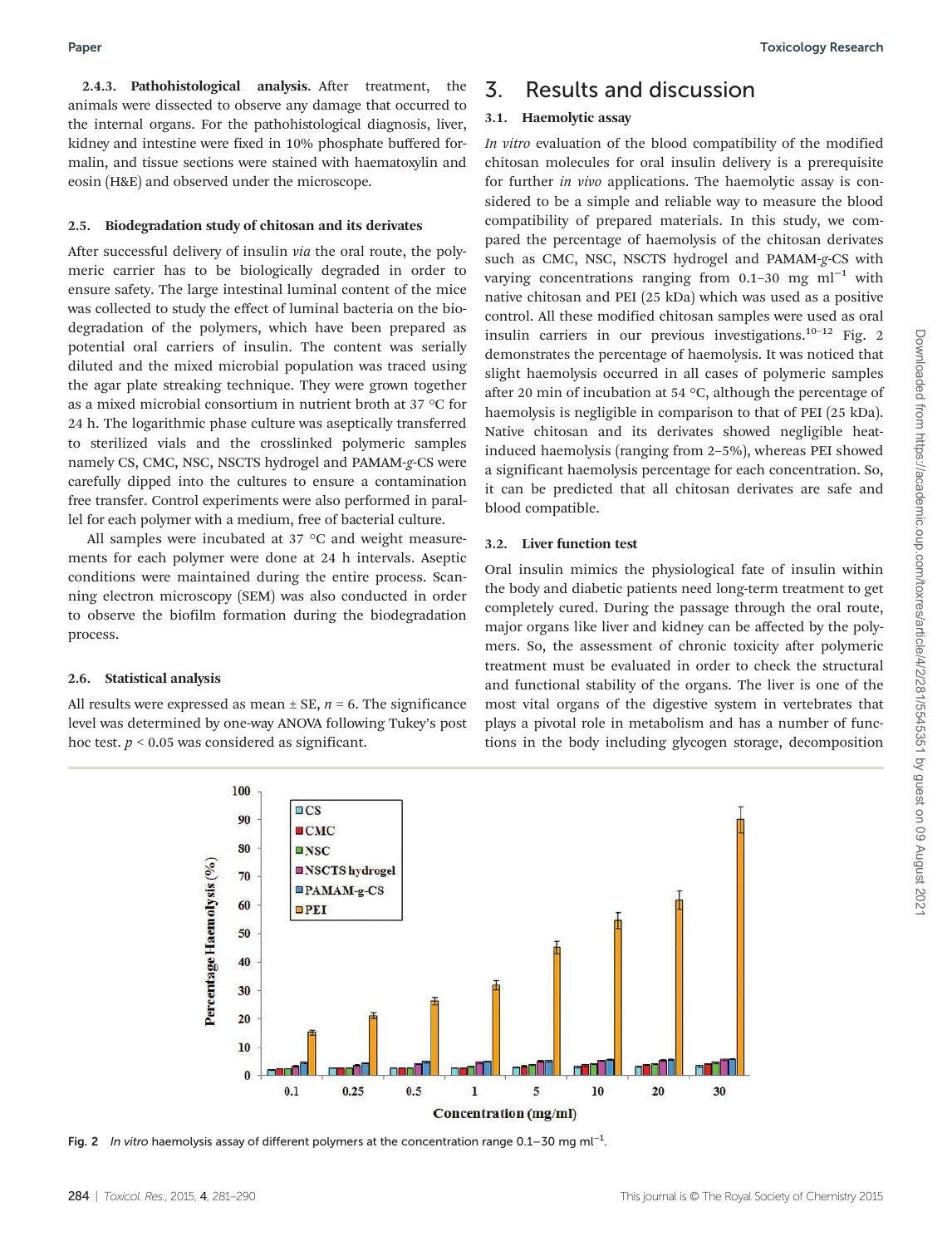**2.4.3. Pathohistological analysis.** After treatment, the animals were dissected to observe any damage that occurred to the internal organs. For the pathohistological diagnosis, liver, kidney and intestine were fixed in 10% phosphate buffered formalin, and tissue sections were stained with haematoxylin and eosin (H&E) and observed under the microscope.

### 2.5. Biodegradation study of chitosan and its derivates

After successful delivery of insulin *via* the oral route, the polymeric carrier has to be biologically degraded in order to ensure safety. The large intestinal luminal content of the mice was collected to study the effect of luminal bacteria on the biodegradation of the polymers, which have been prepared as potential oral carriers of insulin. The content was serially diluted and the mixed microbial population was traced using the agar plate streaking technique. They were grown together as a mixed microbial consortium in nutrient broth at 37 °C for 24 h. The logarithmic phase culture was aseptically transferred to sterilized vials and the crosslinked polymeric samples namely CS, CMC, NSC, NSCTS hydrogel and PAMAM-*g*-CS were carefully dipped into the cultures to ensure a contamination free transfer. Control experiments were also performed in parallel for each polymer with a medium, free of bacterial culture.

All samples were incubated at 37 °C and weight measurements for each polymer were done at 24 h intervals. Aseptic conditions were maintained during the entire process. Scanning electron microscopy (SEM) was also conducted in order to observe the biofilm formation during the biodegradation process.

### 2.6. Statistical analysis

All results were expressed as mean ± SE, $n = 6$. The significance level was determined by one-way ANOVA following Tukey's post hoc test. $p < 0.05$ was considered as significant.

## 3. Results and discussion

### 3.1. Haemolytic assay

*In vitro* evaluation of the blood compatibility of the modified chitosan molecules for oral insulin delivery is a prerequisite for further *in vivo* applications. The haemolytic assay is considered to be a simple and reliable way to measure the blood compatibility of prepared materials. In this study, we compared the percentage of haemolysis of the chitosan derivates such as CMC, NSC, NSCTS hydrogel and PAMAM-*g*-CS with varying concentrations ranging from 0.1–30 mg ml$^{-1}$ with native chitosan and PEI (25 kDa) which was used as a positive control. All these modified chitosan samples were used as oral insulin carriers in our previous investigations.[10–12] Fig. 2 demonstrates the percentage of haemolysis. It was noticed that slight haemolysis occurred in all cases of polymeric samples after 20 min of incubation at 54 °C, although the percentage of haemolysis is negligible in comparison to that of PEI (25 kDa). Native chitosan and its derivates showed negligible heat-induced haemolysis (ranging from 2–5%), whereas PEI showed a significant haemolysis percentage for each concentration. So, it can be predicted that all chitosan derivates are safe and blood compatible.

### 3.2. Liver function test

Oral insulin mimics the physiological fate of insulin within the body and diabetic patients need long-term treatment to get completely cured. During the passage through the oral route, major organs like liver and kidney can be affected by the polymers. So, the assessment of chronic toxicity after polymeric treatment must be evaluated in order to check the structural and functional stability of the organs. The liver is one of the most vital organs of the digestive system in vertebrates that plays a pivotal role in metabolism and has a number of functions in the body including glycogen storage, decomposition

Fig. 2 *In vitro* haemolysis assay of different polymers at the concentration range 0.1–30 mg ml$^{-1}$.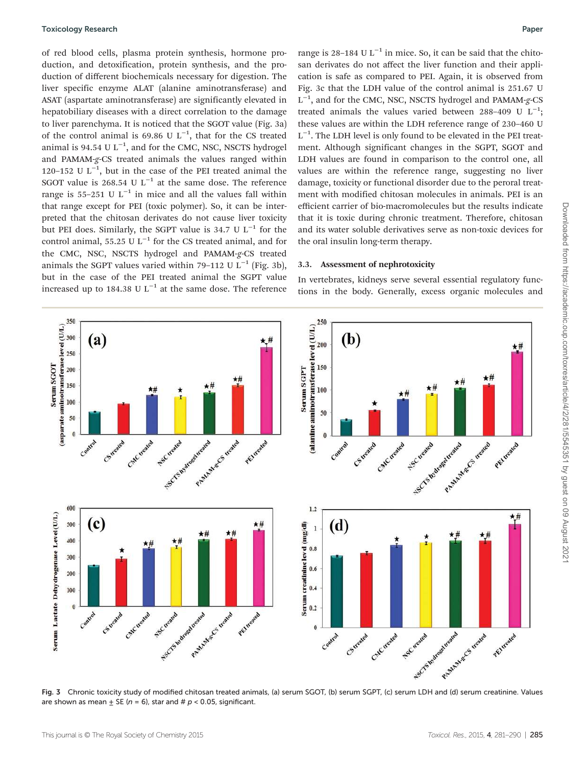of red blood cells, plasma protein synthesis, hormone production, and detoxification, protein synthesis, and the production of different biochemicals necessary for digestion. The liver specific enzyme ALAT (alanine aminotransferase) and ASAT (aspartate aminotransferase) are significantly elevated in hepatobiliary diseases with a direct correlation to the damage to liver parenchyma. It is noticed that the SGOT value (Fig. 3a) of the control animal is 69.86 U $L^{-1}$, that for the CS treated animal is 94.54 U $L^{-1}$, and for the CMC, NSC, NSCTS hydrogel and PAMAM-*g*-CS treated animals the values ranged within 120–152 U $L^{-1}$, but in the case of the PEI treated animal the SGOT value is 268.54 U $L^{-1}$ at the same dose. The reference range is 55–251 U $L^{-1}$ in mice and all the values fall within that range except for PEI (toxic polymer). So, it can be interpreted that the chitosan derivates do not cause liver toxicity but PEI does. Similarly, the SGPT value is 34.7 U $L^{-1}$ for the control animal, 55.25 U $L^{-1}$ for the CS treated animal, and for the CMC, NSC, NSCTS hydrogel and PAMAM-*g*-CS treated animals the SGPT values varied within 79–112 U $L^{-1}$ (Fig. 3b), but in the case of the PEI treated animal the SGPT value increased up to 184.38 U $L^{-1}$ at the same dose. The reference range is 28–184 U $L^{-1}$ in mice. So, it can be said that the chitosan derivates do not affect the liver function and their application is safe as compared to PEI. Again, it is observed from Fig. 3c that the LDH value of the control animal is 251.67 U $L^{-1}$, and for the CMC, NSC, NSCTS hydrogel and PAMAM-*g*-CS treated animals the values varied between 288–409 U $L^{-1}$; these values are within the LDH reference range of 230–460 U $L^{-1}$. The LDH level is only found to be elevated in the PEI treatment. Although significant changes in the SGPT, SGOT and LDH values are found in comparison to the control one, all values are within the reference range, suggesting no liver damage, toxicity or functional disorder due to the peroral treatment with modified chitosan molecules in animals. PEI is an efficient carrier of bio-macromolecules but the results indicate that it is toxic during chronic treatment. Therefore, chitosan and its water soluble derivatives serve as non-toxic devices for the oral insulin long-term therapy.

### 3.3. Assessment of nephrotoxicity

In vertebrates, kidneys serve several essential regulatory functions in the body. Generally, excess organic molecules and

Fig. 3 Chronic toxicity study of modified chitosan treated animals, (a) serum SGOT, (b) serum SGPT, (c) serum LDH and (d) serum creatinine. Values are shown as mean ± SE ($n = 6$), star and # $p < 0.05$, significant.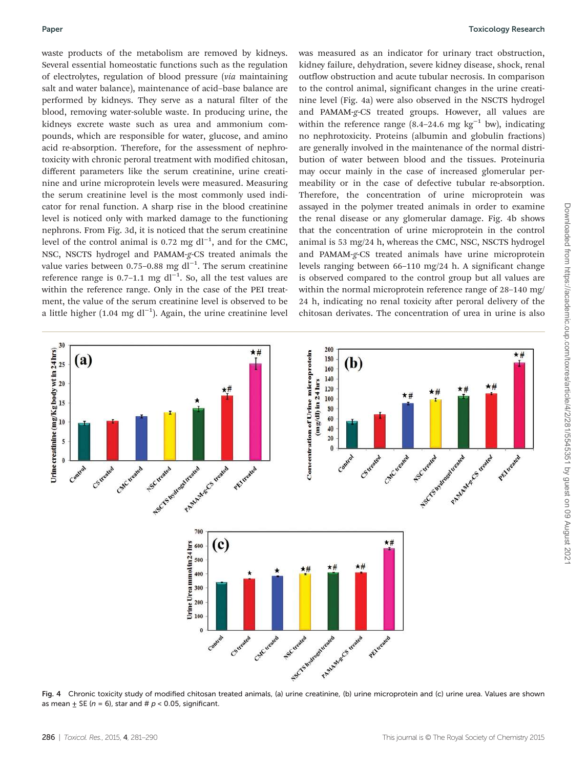waste products of the metabolism are removed by kidneys. Several essential homeostatic functions such as the regulation of electrolytes, regulation of blood pressure (*via* maintaining salt and water balance), maintenance of acid–base balance are performed by kidneys. They serve as a natural filter of the blood, removing water-soluble waste. In producing urine, the kidneys excrete waste such as urea and ammonium compounds, which are responsible for water, glucose, and amino acid re-absorption. Therefore, for the assessment of nephrotoxicity with chronic peroral treatment with modified chitosan, different parameters like the serum creatinine, urine creatinine and urine microprotein levels were measured. Measuring the serum creatinine level is the most commonly used indicator for renal function. A sharp rise in the blood creatinine level is noticed only with marked damage to the functioning nephrons. From Fig. 3d, it is noticed that the serum creatinine level of the control animal is 0.72 mg $dl^{-1}$, and for the CMC, NSC, NSCTS hydrogel and PAMAM-*g*-CS treated animals the value varies between 0.75–0.88 mg $dl^{-1}$. The serum creatinine reference range is 0.7–1.1 mg $dl^{-1}$. So, all the test values are within the reference range. Only in the case of the PEI treatment, the value of the serum creatinine level is observed to be a little higher (1.04 mg $dl^{-1}$). Again, the urine creatinine level was measured as an indicator for urinary tract obstruction, kidney failure, dehydration, severe kidney disease, shock, renal outflow obstruction and acute tubular necrosis. In comparison to the control animal, significant changes in the urine creatinine level (Fig. 4a) were also observed in the NSCTS hydrogel and PAMAM-*g*-CS treated groups. However, all values are within the reference range (8.4–24.6 mg $kg^{-1}$ bw), indicating no nephrotoxicity. Proteins (albumin and globulin fractions) are generally involved in the maintenance of the normal distribution of water between blood and the tissues. Proteinuria may occur mainly in the case of increased glomerular permeability or in the case of defective tubular re-absorption. Therefore, the concentration of urine microprotein was assayed in the polymer treated animals in order to examine the renal disease or any glomerular damage. Fig. 4b shows that the concentration of urine microprotein in the control animal is 53 mg/24 h, whereas the CMC, NSC, NSCTS hydrogel and PAMAM-*g*-CS treated animals have urine microprotein levels ranging between 66–110 mg/24 h. A significant change is observed compared to the control group but all values are within the normal microprotein reference range of 28–140 mg/24 h, indicating no renal toxicity after peroral delivery of the chitosan derivates. The concentration of urea in urine is also

Fig. 4 Chronic toxicity study of modified chitosan treated animals, (a) urine creatinine, (b) urine microprotein and (c) urine urea. Values are shown as mean ± SE ($n$ = 6), star and # $p < 0.05$, significant.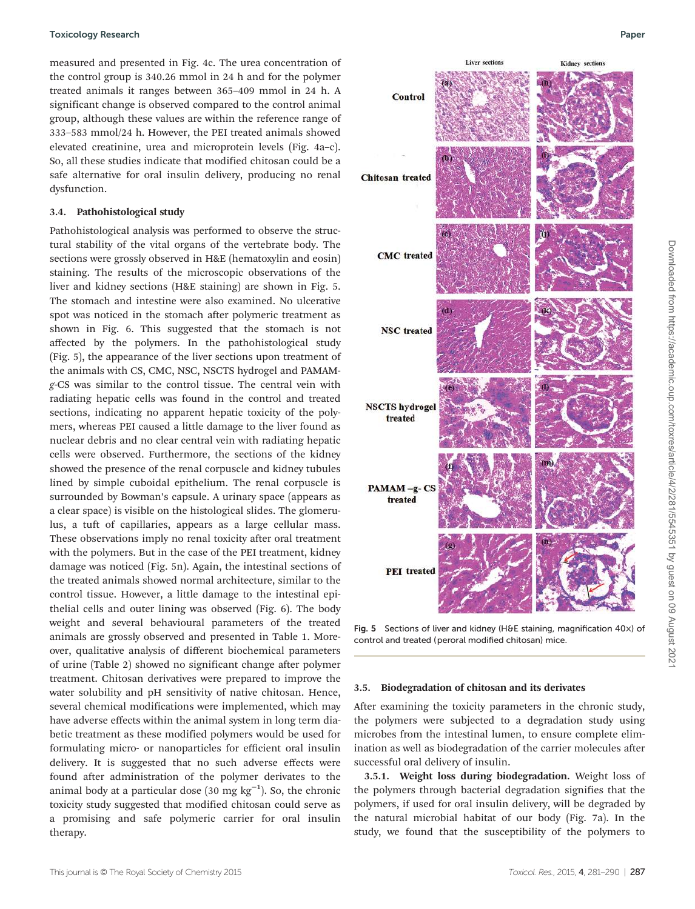measured and presented in Fig. 4c. The urea concentration of the control group is 340.26 mmol in 24 h and for the polymer treated animals it ranges between 365–409 mmol in 24 h. A significant change is observed compared to the control animal group, although these values are within the reference range of 333–583 mmol/24 h. However, the PEI treated animals showed elevated creatinine, urea and microprotein levels (Fig. 4a–c). So, all these studies indicate that modified chitosan could be a safe alternative for oral insulin delivery, producing no renal dysfunction.

### 3.4. Pathohistological study

Pathohistological analysis was performed to observe the structural stability of the vital organs of the vertebrate body. The sections were grossly observed in H&E (hematoxylin and eosin) staining. The results of the microscopic observations of the liver and kidney sections (H&E staining) are shown in Fig. 5. The stomach and intestine were also examined. No ulcerative spot was noticed in the stomach after polymeric treatment as shown in Fig. 6. This suggested that the stomach is not affected by the polymers. In the pathohistological study (Fig. 5), the appearance of the liver sections upon treatment of the animals with CS, CMC, NSC, NSCTS hydrogel and PAMAM-*g*-CS was similar to the control tissue. The central vein with radiating hepatic cells was found in the control and treated sections, indicating no apparent hepatic toxicity of the polymers, whereas PEI caused a little damage to the liver found as nuclear debris and no clear central vein with radiating hepatic cells were observed. Furthermore, the sections of the kidney showed the presence of the renal corpuscle and kidney tubules lined by simple cuboidal epithelium. The renal corpuscle is surrounded by Bowman's capsule. A urinary space (appears as a clear space) is visible on the histological slides. The glomerulus, a tuft of capillaries, appears as a large cellular mass. These observations imply no renal toxicity after oral treatment with the polymers. But in the case of the PEI treatment, kidney damage was noticed (Fig. 5n). Again, the intestinal sections of the treated animals showed normal architecture, similar to the control tissue. However, a little damage to the intestinal epithelial cells and outer lining was observed (Fig. 6). The body weight and several behavioural parameters of the treated animals are grossly observed and presented in Table 1. Moreover, qualitative analysis of different biochemical parameters of urine (Table 2) showed no significant change after polymer treatment. Chitosan derivatives were prepared to improve the water solubility and pH sensitivity of native chitosan. Hence, several chemical modifications were implemented, which may have adverse effects within the animal system in long term diabetic treatment as these modified polymers would be used for formulating micro- or nanoparticles for efficient oral insulin delivery. It is suggested that no such adverse effects were found after administration of the polymer derivates to the animal body at a particular dose (30 mg kg$^{-1}$). So, the chronic toxicity study suggested that modified chitosan could serve as a promising and safe polymeric carrier for oral insulin therapy.

Fig. 5 Sections of liver and kidney (H&E staining, magnification 40×) of control and treated (peroral modified chitosan) mice.

### 3.5. Biodegradation of chitosan and its derivates

After examining the toxicity parameters in the chronic study, the polymers were subjected to a degradation study using microbes from the intestinal lumen, to ensure complete elimination as well as biodegradation of the carrier molecules after successful oral delivery of insulin.

**3.5.1. Weight loss during biodegradation.** Weight loss of the polymers through bacterial degradation signifies that the polymers, if used for oral insulin delivery, will be degraded by the natural microbial habitat of our body (Fig. 7a). In the study, we found that the susceptibility of the polymers to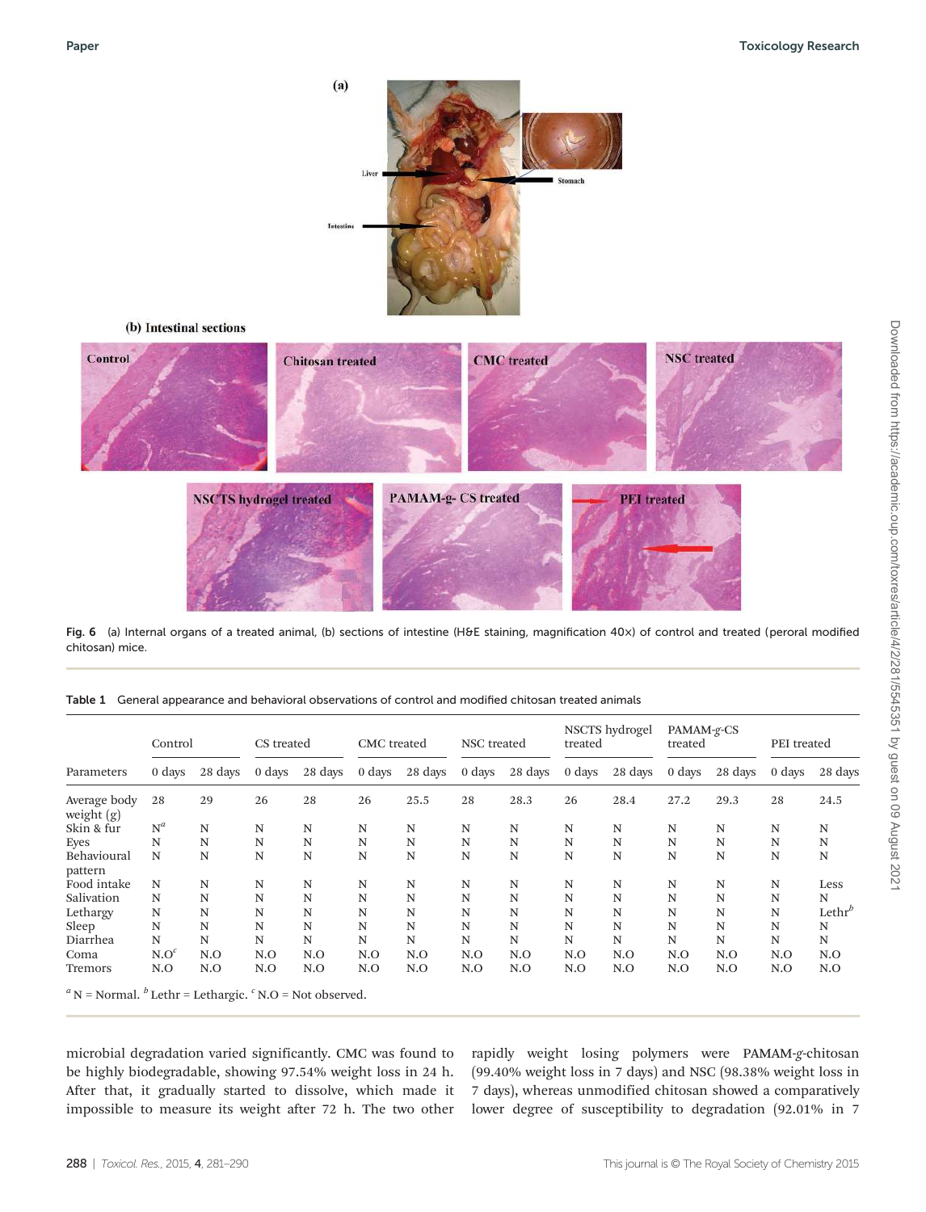Fig. 6 (a) Internal organs of a treated animal, (b) sections of intestine (H&E staining, magnification 40×) of control and treated (peroral modified chitosan) mice.

Table 1 General appearance and behavioral observations of control and modified chitosan treated animals

| | Control | | CS treated | | CMC treated | | NSC treated | | NSCTS hydrogel treated | | PAMAM-*g*-CS treated | | PEI treated | |
|---|---|---|---|---|---|---|---|---|---|---|---|---|---|---|
| Parameters | 0 days | 28 days | 0 days | 28 days | 0 days | 28 days | 0 days | 28 days | 0 days | 28 days | 0 days | 28 days | 0 days | 28 days |
| Average body weight (g) | 28 | 29 | 26 | 28 | 26 | 25.5 | 28 | 28.3 | 26 | 28.4 | 27.2 | 29.3 | 28 | 24.5 |
| Skin & fur | N[a] | N | N | N | N | N | N | N | N | N | N | N | N | N |
| Eyes | N | N | N | N | N | N | N | N | N | N | N | N | N | N |
| Behavioural pattern | N | N | N | N | N | N | N | N | N | N | N | N | N | N |
| Food intake | N | N | N | N | N | N | N | N | N | N | N | N | N | Less |
| Salivation | N | N | N | N | N | N | N | N | N | N | N | N | N | N |
| Lethargy | N | N | N | N | N | N | N | N | N | N | N | N | N | Lethr[b] |
| Sleep | N | N | N | N | N | N | N | N | N | N | N | N | N | N |
| Diarrhea | N | N | N | N | N | N | N | N | N | N | N | N | N | N |
| Coma | N.O[c] | N.O | N.O | N.O | N.O | N.O | N.O | N.O | N.O | N.O | N.O | N.O | N.O | N.O |
| Tremors | N.O | N.O | N.O | N.O | N.O | N.O | N.O | N.O | N.O | N.O | N.O | N.O | N.O | N.O |

[a] N = Normal. [b] Lethr = Lethargic. [c] N.O = Not observed.

microbial degradation varied significantly. CMC was found to be highly biodegradable, showing 97.54% weight loss in 24 h. After that, it gradually started to dissolve, which made it impossible to measure its weight after 72 h. The two other rapidly weight losing polymers were PAMAM-*g*-chitosan (99.40% weight loss in 7 days) and NSC (98.38% weight loss in 7 days), whereas unmodified chitosan showed a comparatively lower degree of susceptibility to degradation (92.01% in 7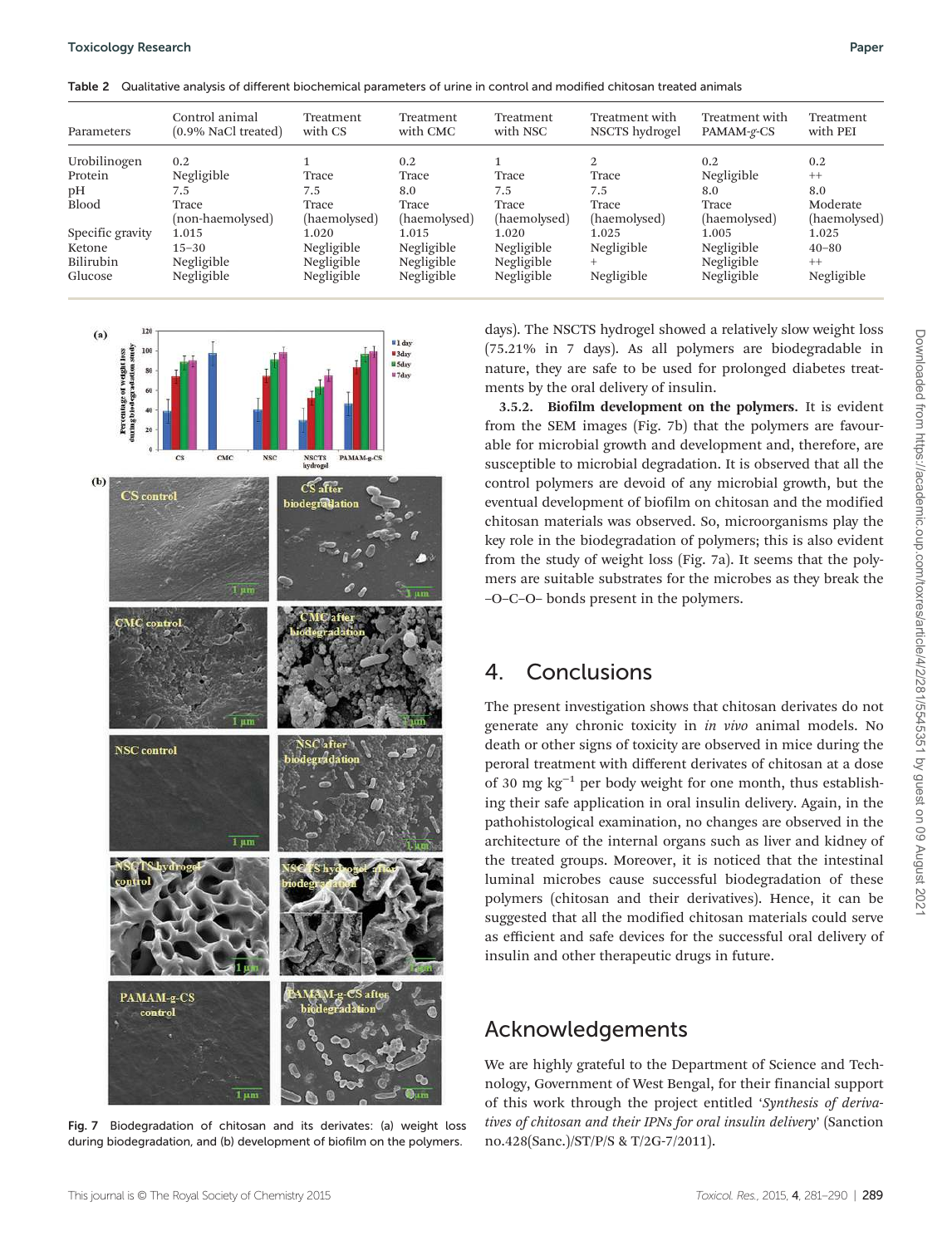Table 2 Qualitative analysis of different biochemical parameters of urine in control and modified chitosan treated animals

| Parameters | Control animal (0.9% NaCl treated) | Treatment with CS | Treatment with CMC | Treatment with NSC | Treatment with NSCTS hydrogel | Treatment with PAMAM-*g*-CS | Treatment with PEI |
|---|---|---|---|---|---|---|---|
| Urobilinogen | 0.2 | 1 | 0.2 | 1 | 2 | 0.2 | 0.2 |
| Protein | Negligible | Trace | Trace | Trace | Trace | Negligible | ++ |
| pH | 7.5 | 7.5 | 8.0 | 7.5 | 7.5 | 8.0 | 8.0 |
| Blood | Trace (non-haemolysed) | Trace (haemolysed) | Trace (haemolysed) | Trace (haemolysed) | Trace (haemolysed) | Trace (haemolysed) | Moderate (haemolysed) |
| Specific gravity | 1.015 | 1.020 | 1.015 | 1.020 | 1.025 | 1.005 | 1.025 |
| Ketone | 15–30 | Negligible | Negligible | Negligible | Negligible | Negligible | 40–80 |
| Bilirubin | Negligible | Negligible | Negligible | Negligible | + | Negligible | ++ |
| Glucose | Negligible | Negligible | Negligible | Negligible | Negligible | Negligible | Negligible |

Fig. 7 Biodegradation of chitosan and its derivates: (a) weight loss during biodegradation, and (b) development of biofilm on the polymers.

days). The NSCTS hydrogel showed a relatively slow weight loss (75.21% in 7 days). As all polymers are biodegradable in nature, they are safe to be used for prolonged diabetes treatments by the oral delivery of insulin.

**3.5.2. Biofilm development on the polymers.** It is evident from the SEM images (Fig. 7b) that the polymers are favourable for microbial growth and development and, therefore, are susceptible to microbial degradation. It is observed that all the control polymers are devoid of any microbial growth, but the eventual development of biofilm on chitosan and the modified chitosan materials was observed. So, microorganisms play the key role in the biodegradation of polymers; this is also evident from the study of weight loss (Fig. 7a). It seems that the polymers are suitable substrates for the microbes as they break the –O–C–O– bonds present in the polymers.

## 4. Conclusions

The present investigation shows that chitosan derivates do not generate any chronic toxicity in *in vivo* animal models. No death or other signs of toxicity are observed in mice during the peroral treatment with different derivates of chitosan at a dose of 30 mg $kg^{-1}$ per body weight for one month, thus establishing their safe application in oral insulin delivery. Again, in the pathohistological examination, no changes are observed in the architecture of the internal organs such as liver and kidney of the treated groups. Moreover, it is noticed that the intestinal luminal microbes cause successful biodegradation of these polymers (chitosan and their derivatives). Hence, it can be suggested that all the modified chitosan materials could serve as efficient and safe devices for the successful oral delivery of insulin and other therapeutic drugs in future.

## Acknowledgements

We are highly grateful to the Department of Science and Technology, Government of West Bengal, for their financial support of this work through the project entitled '*Synthesis of derivatives of chitosan and their IPNs for oral insulin delivery*' (Sanction no.428(Sanc.)/ST/P/S & T/2G-7/2011).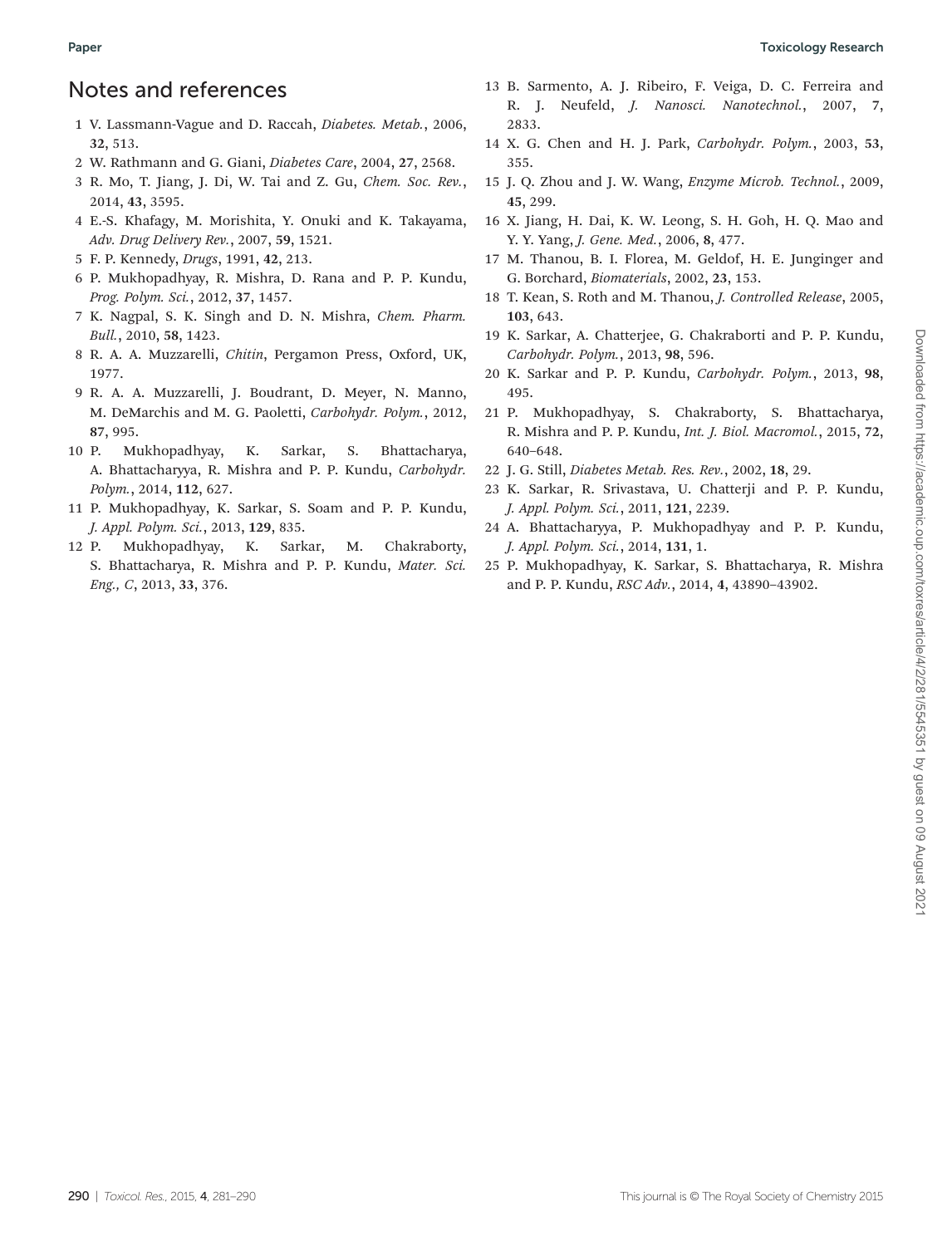## Notes and references

1. V. Lassmann-Vague and D. Raccah, *Diabetes. Metab.*, 2006, **32**, 513.
2. W. Rathmann and G. Giani, *Diabetes Care*, 2004, **27**, 2568.
3. R. Mo, T. Jiang, J. Di, W. Tai and Z. Gu, *Chem. Soc. Rev.*, 2014, **43**, 3595.
4. E.-S. Khafagy, M. Morishita, Y. Onuki and K. Takayama, *Adv. Drug Delivery Rev.*, 2007, **59**, 1521.
5. F. P. Kennedy, *Drugs*, 1991, **42**, 213.
6. P. Mukhopadhyay, R. Mishra, D. Rana and P. P. Kundu, *Prog. Polym. Sci.*, 2012, **37**, 1457.
7. K. Nagpal, S. K. Singh and D. N. Mishra, *Chem. Pharm. Bull.*, 2010, **58**, 1423.
8. R. A. A. Muzzarelli, *Chitin*, Pergamon Press, Oxford, UK, 1977.
9. R. A. A. Muzzarelli, J. Boudrant, D. Meyer, N. Manno, M. DeMarchis and M. G. Paoletti, *Carbohydr. Polym.*, 2012, **87**, 995.
10. P. Mukhopadhyay, K. Sarkar, S. Bhattacharya, A. Bhattacharyya, R. Mishra and P. P. Kundu, *Carbohydr. Polym.*, 2014, **112**, 627.
11. P. Mukhopadhyay, K. Sarkar, S. Soam and P. P. Kundu, *J. Appl. Polym. Sci.*, 2013, **129**, 835.
12. P. Mukhopadhyay, K. Sarkar, M. Chakraborty, S. Bhattacharya, R. Mishra and P. P. Kundu, *Mater. Sci. Eng., C*, 2013, **33**, 376.
13. B. Sarmento, A. J. Ribeiro, F. Veiga, D. C. Ferreira and R. J. Neufeld, *J. Nanosci. Nanotechnol.*, 2007, **7**, 2833.
14. X. G. Chen and H. J. Park, *Carbohydr. Polym.*, 2003, **53**, 355.
15. J. Q. Zhou and J. W. Wang, *Enzyme Microb. Technol.*, 2009, **45**, 299.
16. X. Jiang, H. Dai, K. W. Leong, S. H. Goh, H. Q. Mao and Y. Y. Yang, *J. Gene. Med.*, 2006, **8**, 477.
17. M. Thanou, B. I. Florea, M. Geldof, H. E. Junginger and G. Borchard, *Biomaterials*, 2002, **23**, 153.
18. T. Kean, S. Roth and M. Thanou, *J. Controlled Release*, 2005, **103**, 643.
19. K. Sarkar, A. Chatterjee, G. Chakraborti and P. P. Kundu, *Carbohydr. Polym.*, 2013, **98**, 596.
20. K. Sarkar and P. P. Kundu, *Carbohydr. Polym.*, 2013, **98**, 495.
21. P. Mukhopadhyay, S. Chakraborty, S. Bhattacharya, R. Mishra and P. P. Kundu, *Int. J. Biol. Macromol.*, 2015, **72**, 640–648.
22. J. G. Still, *Diabetes Metab. Res. Rev.*, 2002, **18**, 29.
23. K. Sarkar, R. Srivastava, U. Chatterji and P. P. Kundu, *J. Appl. Polym. Sci.*, 2011, **121**, 2239.
24. A. Bhattacharyya, P. Mukhopadhyay and P. P. Kundu, *J. Appl. Polym. Sci.*, 2014, **131**, 1.
25. P. Mukhopadhyay, K. Sarkar, S. Bhattacharya, R. Mishra and P. P. Kundu, *RSC Adv.*, 2014, **4**, 43890–43902.